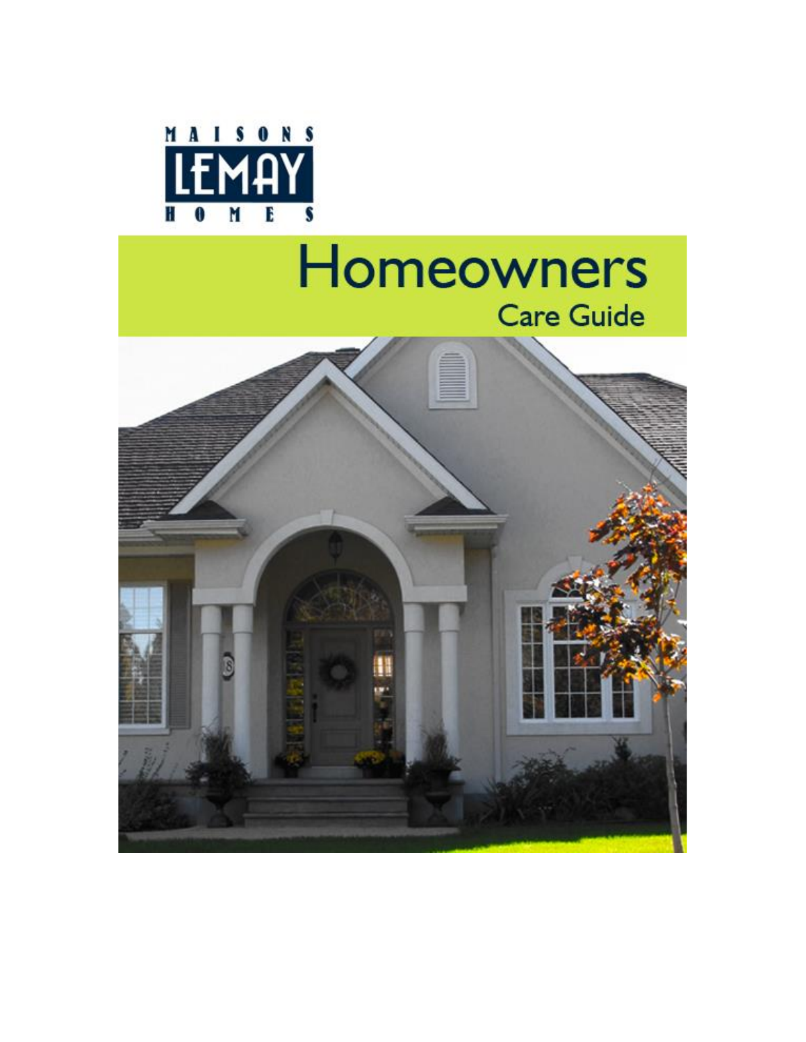MAISONS LEMAY HOMES

# Homeowners

## Care Guide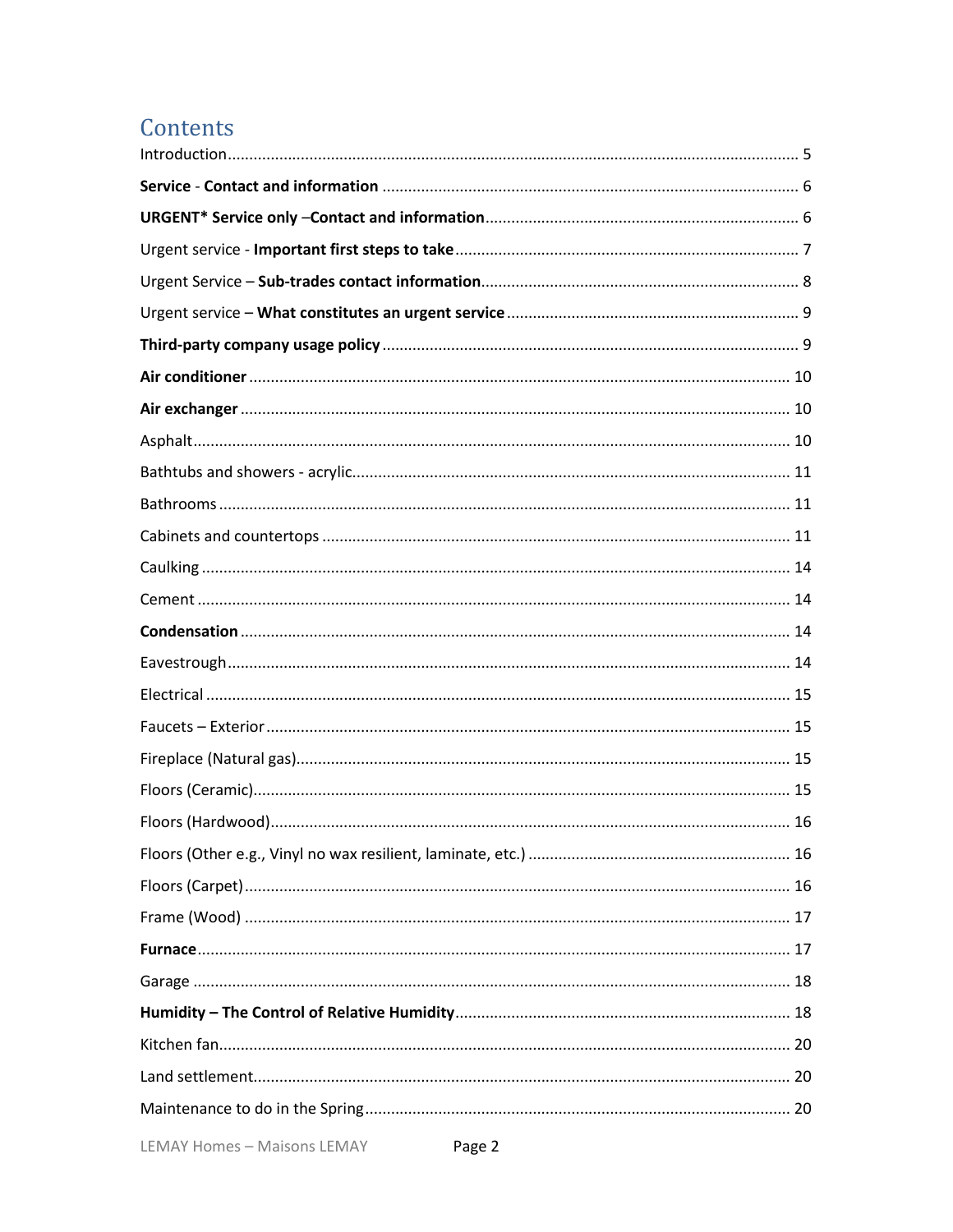# Contents

Introduction .......... 5

**Service - Contact and information** .......... 6

**URGENT* Service only –Contact and information** .......... 6

Urgent service - **Important first steps to take** .......... 7

Urgent Service – **Sub-trades contact information** .......... 8

Urgent service – **What constitutes an urgent service** .......... 9

**Third-party company usage policy** .......... 9

**Air conditioner** .......... 10

**Air exchanger** .......... 10

Asphalt .......... 10

Bathtubs and showers - acrylic .......... 11

Bathrooms .......... 11

Cabinets and countertops .......... 11

Caulking .......... 14

Cement .......... 14

**Condensation** .......... 14

Eavestrough .......... 14

Electrical .......... 15

Faucets – Exterior .......... 15

Fireplace (Natural gas) .......... 15

Floors (Ceramic) .......... 15

Floors (Hardwood) .......... 16

Floors (Other e.g., Vinyl no wax resilient, laminate, etc.) .......... 16

Floors (Carpet) .......... 16

Frame (Wood) .......... 17

**Furnace** .......... 17

Garage .......... 18

**Humidity – The Control of Relative Humidity** .......... 18

Kitchen fan .......... 20

Land settlement .......... 20

Maintenance to do in the Spring .......... 20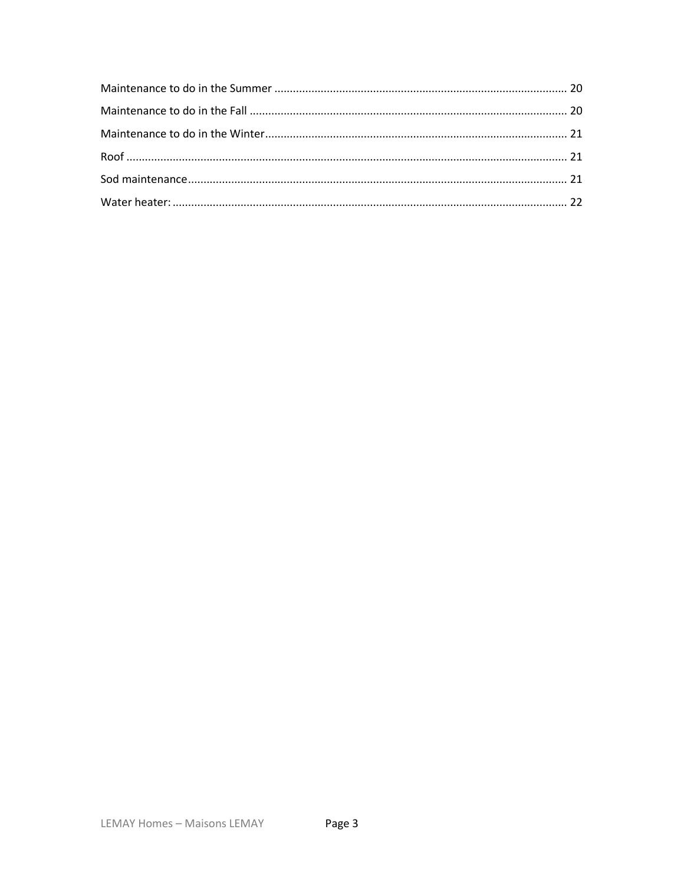Maintenance to do in the Summer ............................................................................................... 20

Maintenance to do in the Fall ....................................................................................................... 20

Maintenance to do in the Winter.................................................................................................. 21

Roof .............................................................................................................................................. 21

Sod maintenance........................................................................................................................... 21

Water heater: ................................................................................................................................ 22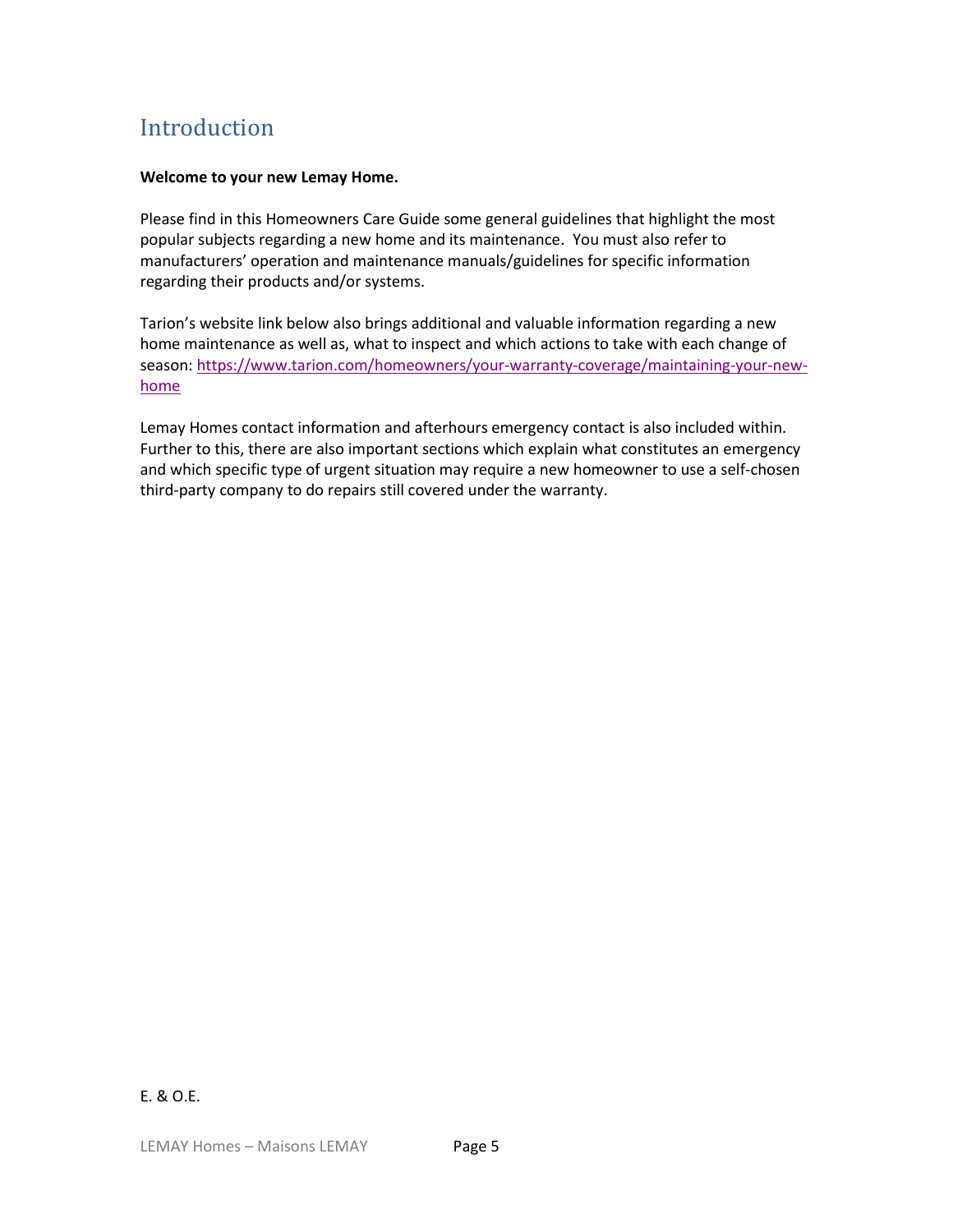# Introduction

**Welcome to your new Lemay Home.**

Please find in this Homeowners Care Guide some general guidelines that highlight the most popular subjects regarding a new home and its maintenance. You must also refer to manufacturers' operation and maintenance manuals/guidelines for specific information regarding their products and/or systems.

Tarion's website link below also brings additional and valuable information regarding a new home maintenance as well as, what to inspect and which actions to take with each change of season: https://www.tarion.com/homeowners/your-warranty-coverage/maintaining-your-new-home

Lemay Homes contact information and afterhours emergency contact is also included within. Further to this, there are also important sections which explain what constitutes an emergency and which specific type of urgent situation may require a new homeowner to use a self-chosen third-party company to do repairs still covered under the warranty.

E. & O.E.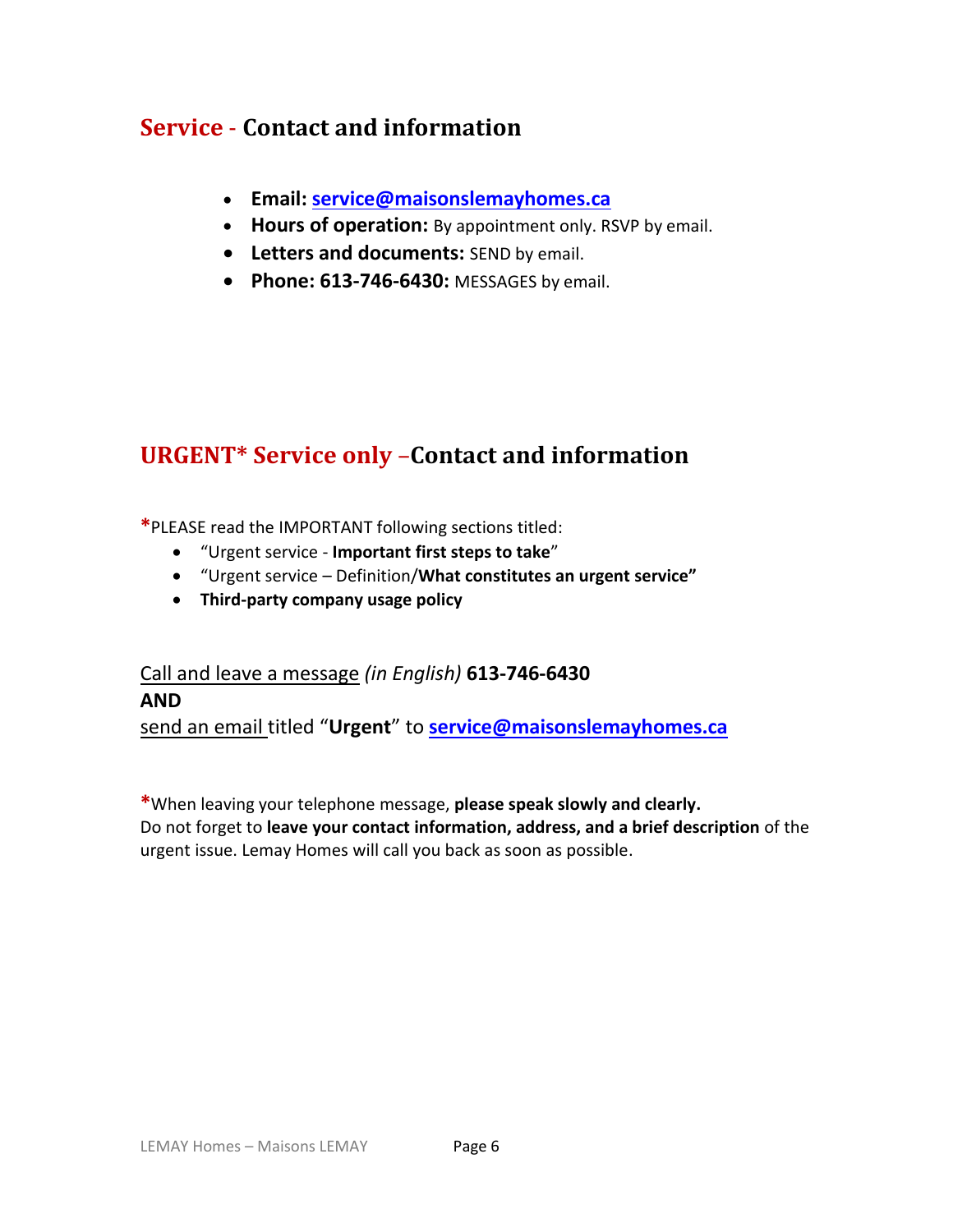## Service - Contact and information

- **Email: service@maisonslemayhomes.ca**
- **Hours of operation:** By appointment only. RSVP by email.
- **Letters and documents:** SEND by email.
- **Phone: 613-746-6430:** MESSAGES by email.

## URGENT* Service only –Contact and information

*PLEASE read the IMPORTANT following sections titled:

- "Urgent service - **Important first steps to take**"
- "Urgent service – Definition/**What constitutes an urgent service"**
- **Third-party company usage policy**

Call and leave a message *(in English)* **613-746-6430**
**AND**
send an email titled "**Urgent**" to **service@maisonslemayhomes.ca**

*When leaving your telephone message, **please speak slowly and clearly.**
Do not forget to **leave your contact information, address, and a brief description** of the urgent issue. Lemay Homes will call you back as soon as possible.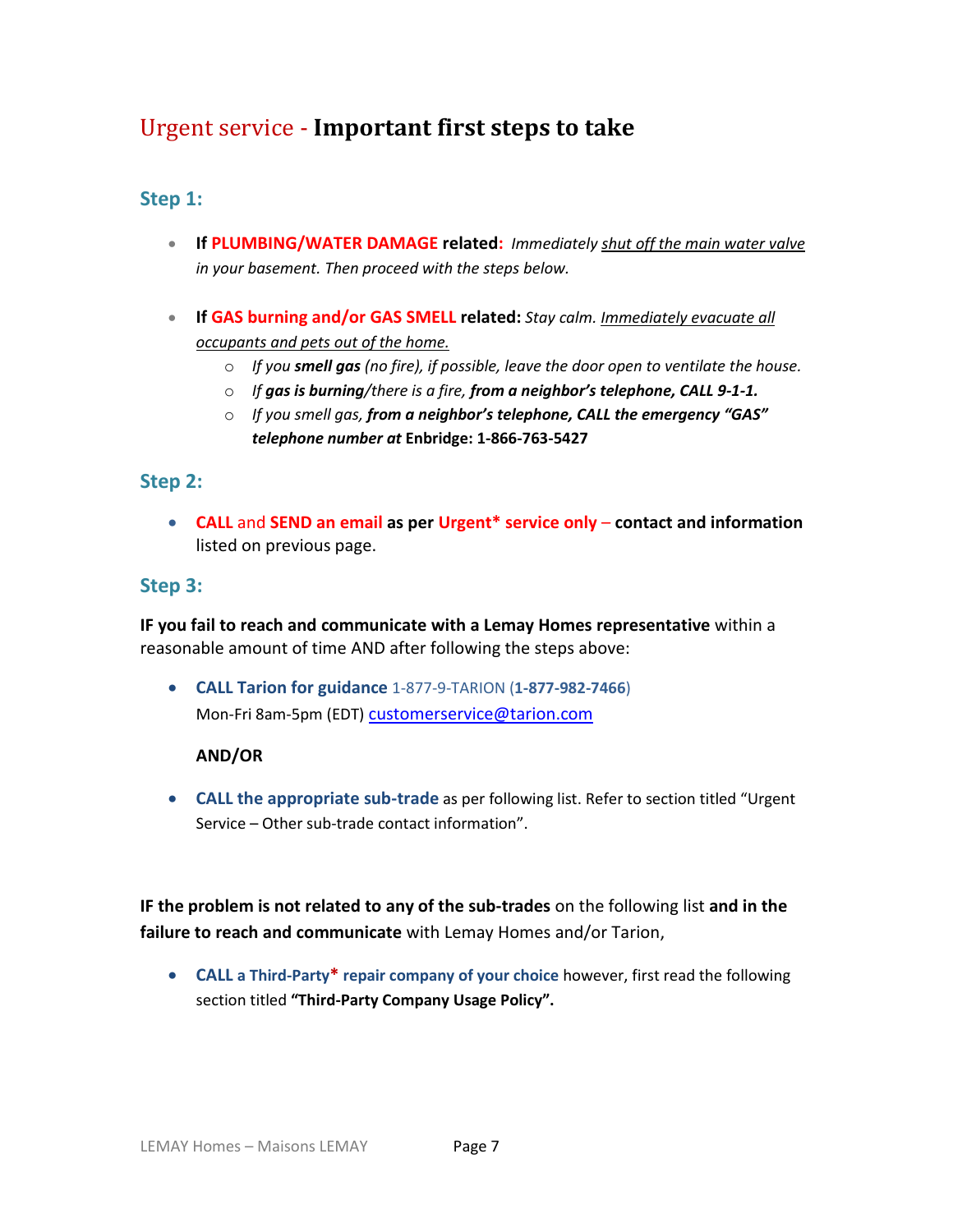# Urgent service - **Important first steps to take**

## Step 1:

- **If PLUMBING/WATER DAMAGE related:** *Immediately shut off the main water valve in your basement. Then proceed with the steps below.*

- **If GAS burning and/or GAS SMELL related:** *Stay calm. Immediately evacuate all occupants and pets out of the home.*
  - *If you **smell gas** (no fire), if possible, leave the door open to ventilate the house.*
  - *If **gas is burning**/there is a fire, **from a neighbor's telephone, CALL 9-1-1.***
  - *If you smell gas, **from a neighbor's telephone, CALL the emergency "GAS" telephone number at** **Enbridge: 1-866-763-5427***

## Step 2:

- **CALL** and **SEND an email as per Urgent\* service only – contact and information** listed on previous page.

## Step 3:

**IF you fail to reach and communicate with a Lemay Homes representative** within a reasonable amount of time AND after following the steps above:

- **CALL Tarion for guidance** 1-877-9-TARION (**1-877-982-7466**)
  Mon-Fri 8am-5pm (EDT) customerservice@tarion.com

  **AND/OR**

- **CALL the appropriate sub-trade** as per following list. Refer to section titled "Urgent Service – Other sub-trade contact information".

**IF the problem is not related to any of the sub-trades** on the following list **and in the failure to reach and communicate** with Lemay Homes and/or Tarion,

- **CALL a Third-Party\* repair company of your choice** however, first read the following section titled **"Third-Party Company Usage Policy".**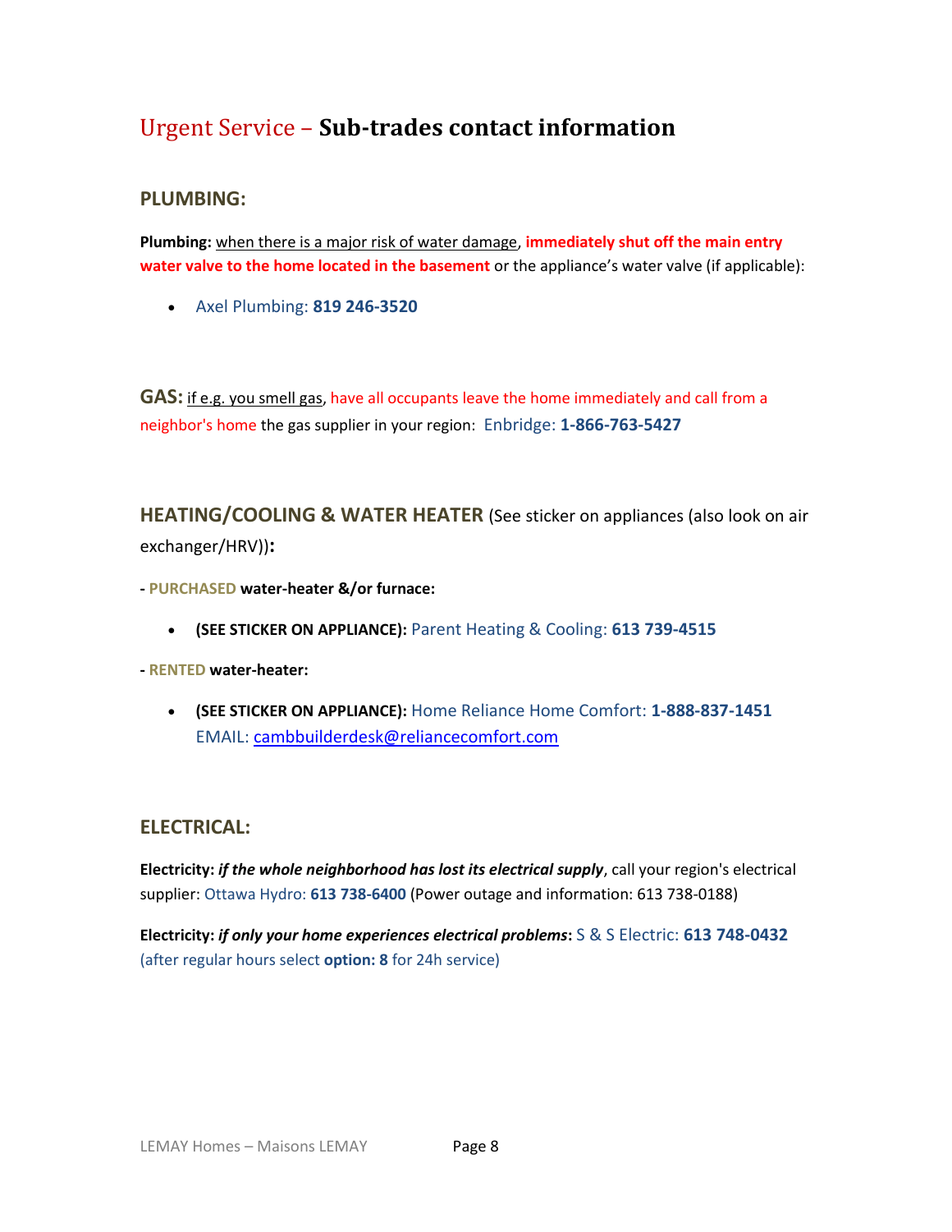# Urgent Service – **Sub-trades contact information**

## PLUMBING:

**Plumbing:** when there is a major risk of water damage, **immediately shut off the main entry water valve to the home located in the basement** or the appliance's water valve (if applicable):

- Axel Plumbing: **819 246-3520**

**GAS:** if e.g. you smell gas, have all occupants leave the home immediately and call from a neighbor's home the gas supplier in your region: Enbridge: **1-866-763-5427**

## HEATING/COOLING & WATER HEATER (See sticker on appliances (also look on air exchanger/HRV))**:**

**- PURCHASED water-heater &/or furnace:**

- **(SEE STICKER ON APPLIANCE):** Parent Heating & Cooling: **613 739-4515**

**- RENTED water-heater:**

- **(SEE STICKER ON APPLIANCE):** Home Reliance Home Comfort: **1-888-837-1451**
  EMAIL: cambbuilderdesk@reliancecomfort.com

## ELECTRICAL:

**Electricity:** ***if the whole neighborhood has lost its electrical supply***, call your region's electrical supplier: Ottawa Hydro: **613 738-6400** (Power outage and information: 613 738-0188)

**Electricity:** ***if only your home experiences electrical problems*****:** S & S Electric: **613 748-0432** (after regular hours select **option: 8** for 24h service)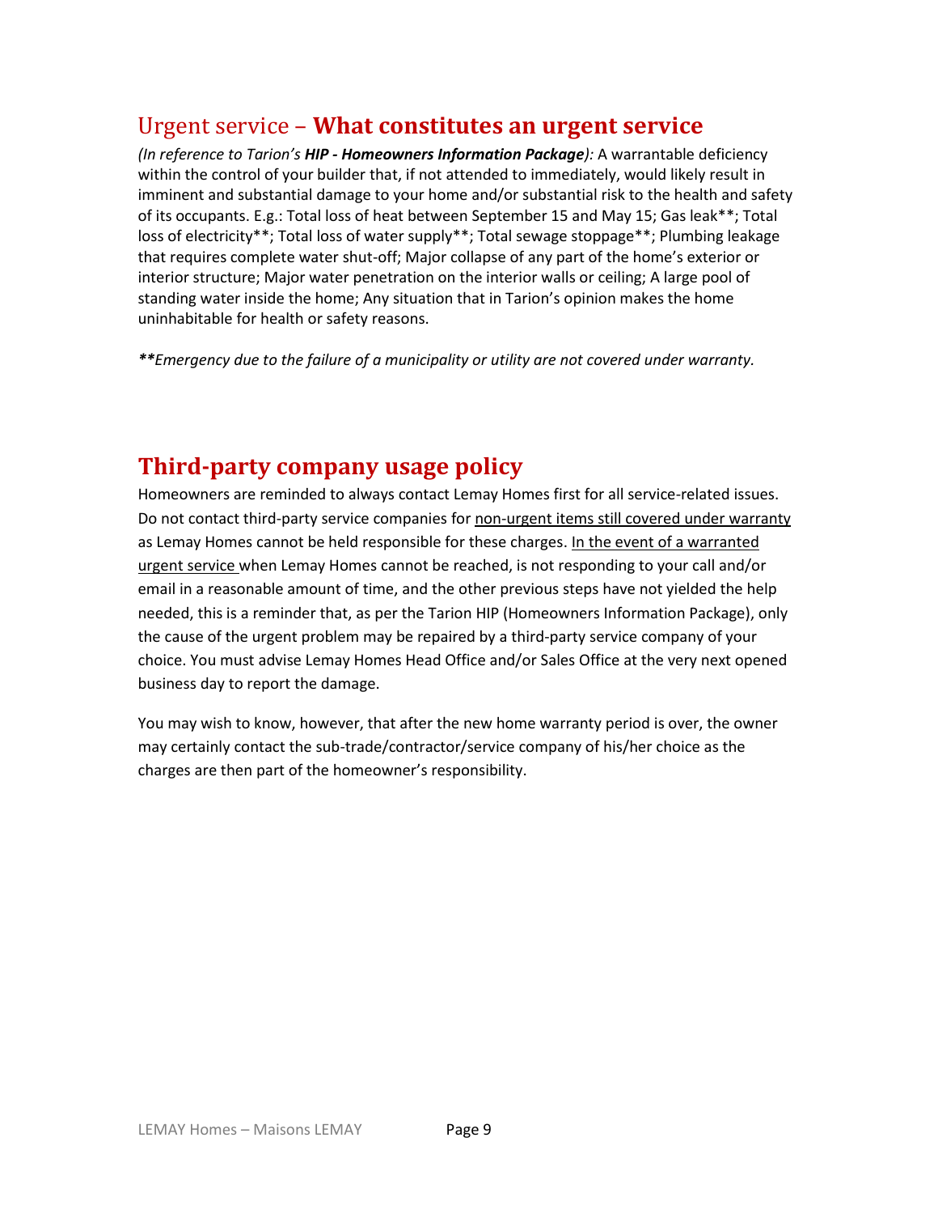## Urgent service – **What constitutes an urgent service**

*(In reference to Tarion's **HIP - Homeowners Information Package**):* A warrantable deficiency within the control of your builder that, if not attended to immediately, would likely result in imminent and substantial damage to your home and/or substantial risk to the health and safety of its occupants. E.g.: Total loss of heat between September 15 and May 15; Gas leak**; Total loss of electricity**; Total loss of water supply**; Total sewage stoppage**; Plumbing leakage that requires complete water shut-off; Major collapse of any part of the home's exterior or interior structure; Major water penetration on the interior walls or ceiling; A large pool of standing water inside the home; Any situation that in Tarion's opinion makes the home uninhabitable for health or safety reasons.

***\*\*Emergency due to the failure of a municipality or utility are not covered under warranty.***

## Third-party company usage policy

Homeowners are reminded to always contact Lemay Homes first for all service-related issues. Do not contact third-party service companies for non-urgent items still covered under warranty as Lemay Homes cannot be held responsible for these charges. In the event of a warranted urgent service when Lemay Homes cannot be reached, is not responding to your call and/or email in a reasonable amount of time, and the other previous steps have not yielded the help needed, this is a reminder that, as per the Tarion HIP (Homeowners Information Package), only the cause of the urgent problem may be repaired by a third-party service company of your choice. You must advise Lemay Homes Head Office and/or Sales Office at the very next opened business day to report the damage.

You may wish to know, however, that after the new home warranty period is over, the owner may certainly contact the sub-trade/contractor/service company of his/her choice as the charges are then part of the homeowner's responsibility.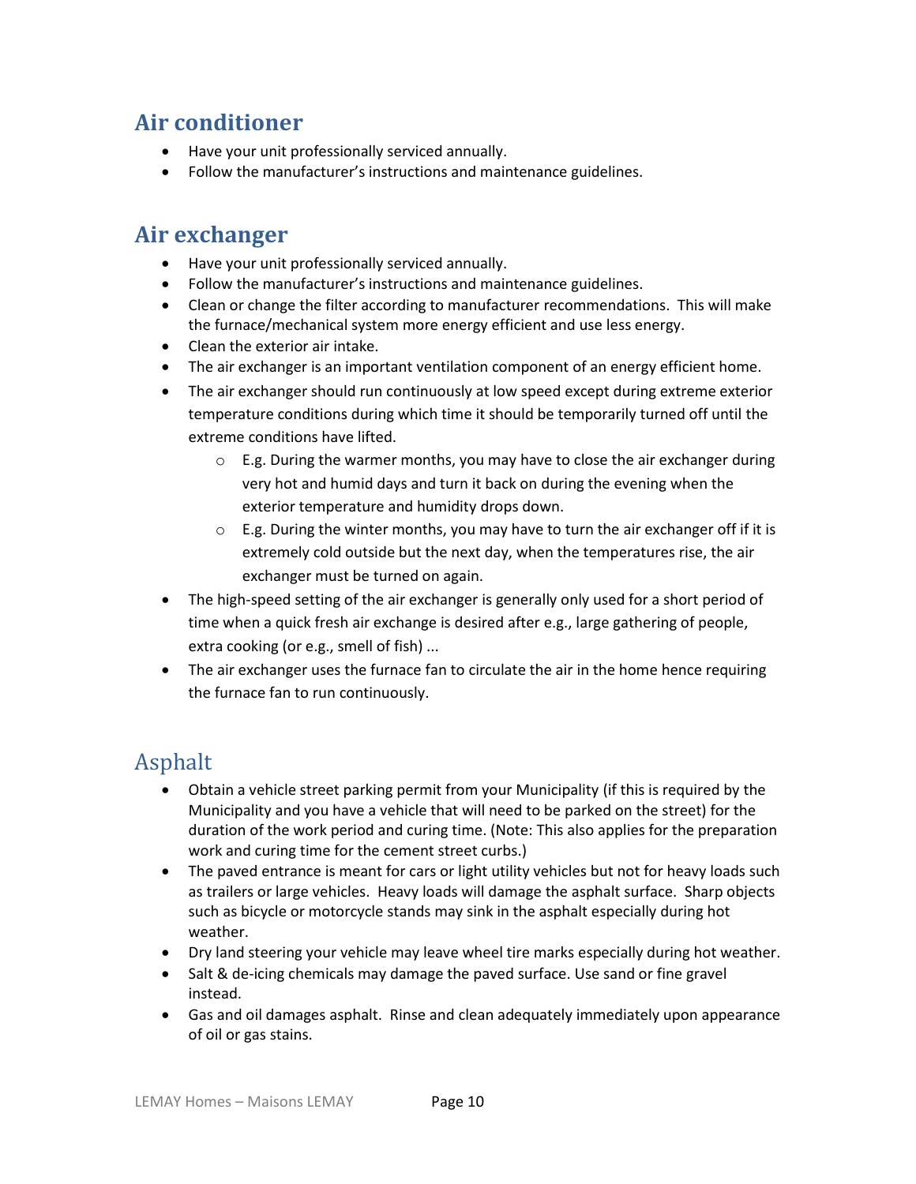## Air conditioner

- Have your unit professionally serviced annually.
- Follow the manufacturer's instructions and maintenance guidelines.

## Air exchanger

- Have your unit professionally serviced annually.
- Follow the manufacturer's instructions and maintenance guidelines.
- Clean or change the filter according to manufacturer recommendations. This will make the furnace/mechanical system more energy efficient and use less energy.
- Clean the exterior air intake.
- The air exchanger is an important ventilation component of an energy efficient home.
- The air exchanger should run continuously at low speed except during extreme exterior temperature conditions during which time it should be temporarily turned off until the extreme conditions have lifted.
  - E.g. During the warmer months, you may have to close the air exchanger during very hot and humid days and turn it back on during the evening when the exterior temperature and humidity drops down.
  - E.g. During the winter months, you may have to turn the air exchanger off if it is extremely cold outside but the next day, when the temperatures rise, the air exchanger must be turned on again.
- The high-speed setting of the air exchanger is generally only used for a short period of time when a quick fresh air exchange is desired after e.g., large gathering of people, extra cooking (or e.g., smell of fish) ...
- The air exchanger uses the furnace fan to circulate the air in the home hence requiring the furnace fan to run continuously.

## Asphalt

- Obtain a vehicle street parking permit from your Municipality (if this is required by the Municipality and you have a vehicle that will need to be parked on the street) for the duration of the work period and curing time. (Note: This also applies for the preparation work and curing time for the cement street curbs.)
- The paved entrance is meant for cars or light utility vehicles but not for heavy loads such as trailers or large vehicles. Heavy loads will damage the asphalt surface. Sharp objects such as bicycle or motorcycle stands may sink in the asphalt especially during hot weather.
- Dry land steering your vehicle may leave wheel tire marks especially during hot weather.
- Salt & de-icing chemicals may damage the paved surface. Use sand or fine gravel instead.
- Gas and oil damages asphalt. Rinse and clean adequately immediately upon appearance of oil or gas stains.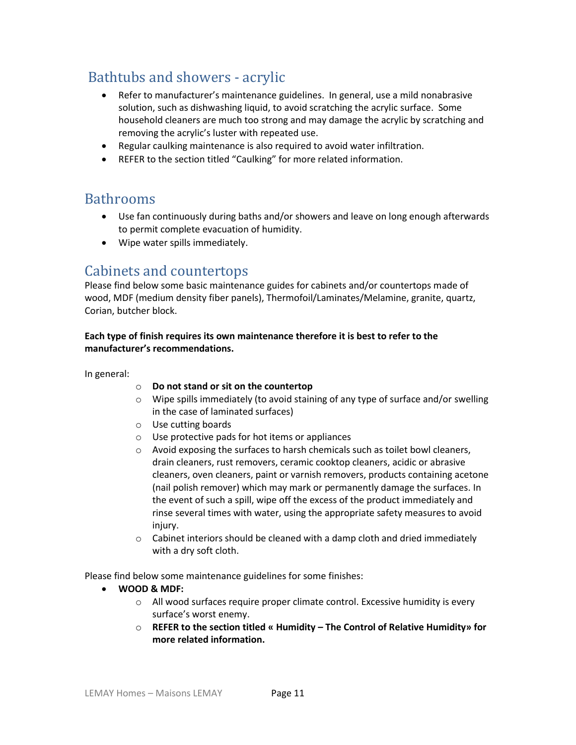## Bathtubs and showers - acrylic

- Refer to manufacturer's maintenance guidelines. In general, use a mild nonabrasive solution, such as dishwashing liquid, to avoid scratching the acrylic surface. Some household cleaners are much too strong and may damage the acrylic by scratching and removing the acrylic's luster with repeated use.
- Regular caulking maintenance is also required to avoid water infiltration.
- REFER to the section titled "Caulking" for more related information.

## Bathrooms

- Use fan continuously during baths and/or showers and leave on long enough afterwards to permit complete evacuation of humidity.
- Wipe water spills immediately.

## Cabinets and countertops

Please find below some basic maintenance guides for cabinets and/or countertops made of wood, MDF (medium density fiber panels), Thermofoil/Laminates/Melamine, granite, quartz, Corian, butcher block.

**Each type of finish requires its own maintenance therefore it is best to refer to the manufacturer's recommendations.**

In general:

- **Do not stand or sit on the countertop**
- Wipe spills immediately (to avoid staining of any type of surface and/or swelling in the case of laminated surfaces)
- Use cutting boards
- Use protective pads for hot items or appliances
- Avoid exposing the surfaces to harsh chemicals such as toilet bowl cleaners, drain cleaners, rust removers, ceramic cooktop cleaners, acidic or abrasive cleaners, oven cleaners, paint or varnish removers, products containing acetone (nail polish remover) which may mark or permanently damage the surfaces. In the event of such a spill, wipe off the excess of the product immediately and rinse several times with water, using the appropriate safety measures to avoid injury.
- Cabinet interiors should be cleaned with a damp cloth and dried immediately with a dry soft cloth.

Please find below some maintenance guidelines for some finishes:

- **WOOD & MDF:**
  - All wood surfaces require proper climate control. Excessive humidity is every surface's worst enemy.
  - **REFER to the section titled « Humidity – The Control of Relative Humidity» for more related information.**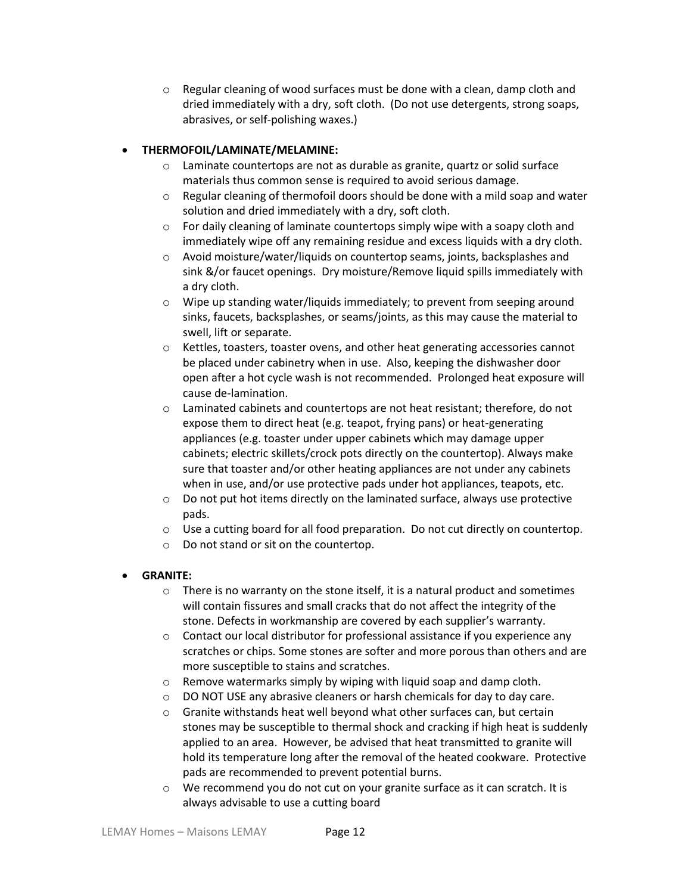- Regular cleaning of wood surfaces must be done with a clean, damp cloth and dried immediately with a dry, soft cloth.  (Do not use detergents, strong soaps, abrasives, or self-polishing waxes.)

- **THERMOFOIL/LAMINATE/MELAMINE:**
  - Laminate countertops are not as durable as granite, quartz or solid surface materials thus common sense is required to avoid serious damage.
  - Regular cleaning of thermofoil doors should be done with a mild soap and water solution and dried immediately with a dry, soft cloth.
  - For daily cleaning of laminate countertops simply wipe with a soapy cloth and immediately wipe off any remaining residue and excess liquids with a dry cloth.
  - Avoid moisture/water/liquids on countertop seams, joints, backsplashes and sink &/or faucet openings.  Dry moisture/Remove liquid spills immediately with a dry cloth.
  - Wipe up standing water/liquids immediately; to prevent from seeping around sinks, faucets, backsplashes, or seams/joints, as this may cause the material to swell, lift or separate.
  - Kettles, toasters, toaster ovens, and other heat generating accessories cannot be placed under cabinetry when in use.  Also, keeping the dishwasher door open after a hot cycle wash is not recommended.  Prolonged heat exposure will cause de-lamination.
  - Laminated cabinets and countertops are not heat resistant; therefore, do not expose them to direct heat (e.g. teapot, frying pans) or heat-generating appliances (e.g. toaster under upper cabinets which may damage upper cabinets; electric skillets/crock pots directly on the countertop). Always make sure that toaster and/or other heating appliances are not under any cabinets when in use, and/or use protective pads under hot appliances, teapots, etc.
  - Do not put hot items directly on the laminated surface, always use protective pads.
  - Use a cutting board for all food preparation.  Do not cut directly on countertop.
  - Do not stand or sit on the countertop.

- **GRANITE:**
  - There is no warranty on the stone itself, it is a natural product and sometimes will contain fissures and small cracks that do not affect the integrity of the stone. Defects in workmanship are covered by each supplier's warranty.
  - Contact our local distributor for professional assistance if you experience any scratches or chips. Some stones are softer and more porous than others and are more susceptible to stains and scratches.
  - Remove watermarks simply by wiping with liquid soap and damp cloth.
  - DO NOT USE any abrasive cleaners or harsh chemicals for day to day care.
  - Granite withstands heat well beyond what other surfaces can, but certain stones may be susceptible to thermal shock and cracking if high heat is suddenly applied to an area.  However, be advised that heat transmitted to granite will hold its temperature long after the removal of the heated cookware.  Protective pads are recommended to prevent potential burns.
  - We recommend you do not cut on your granite surface as it can scratch. It is always advisable to use a cutting board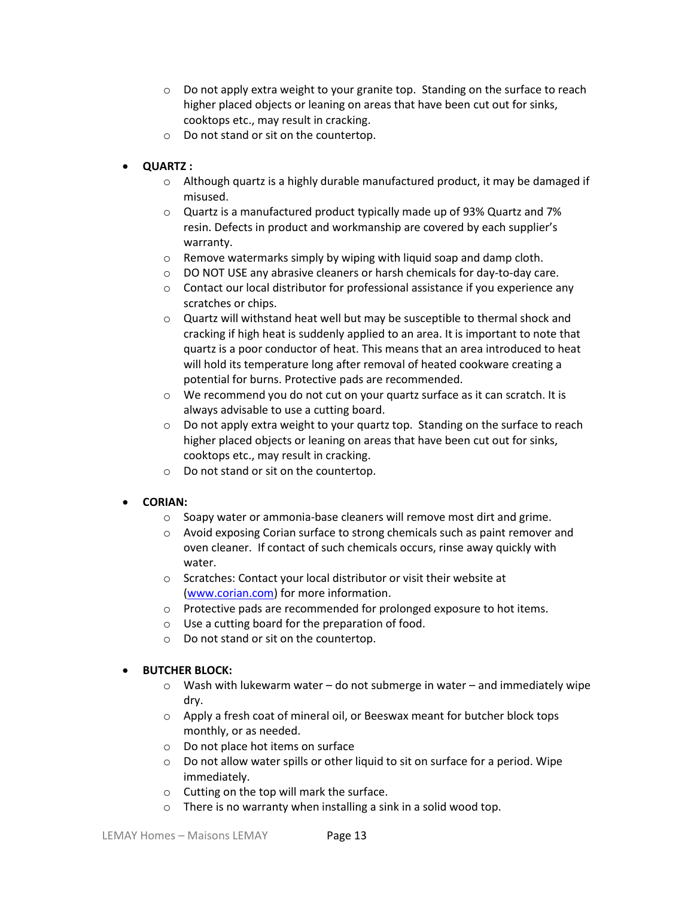- Do not apply extra weight to your granite top. Standing on the surface to reach higher placed objects or leaning on areas that have been cut out for sinks, cooktops etc., may result in cracking.
  - Do not stand or sit on the countertop.

- **QUARTZ :**
  - Although quartz is a highly durable manufactured product, it may be damaged if misused.
  - Quartz is a manufactured product typically made up of 93% Quartz and 7% resin. Defects in product and workmanship are covered by each supplier's warranty.
  - Remove watermarks simply by wiping with liquid soap and damp cloth.
  - DO NOT USE any abrasive cleaners or harsh chemicals for day-to-day care.
  - Contact our local distributor for professional assistance if you experience any scratches or chips.
  - Quartz will withstand heat well but may be susceptible to thermal shock and cracking if high heat is suddenly applied to an area. It is important to note that quartz is a poor conductor of heat. This means that an area introduced to heat will hold its temperature long after removal of heated cookware creating a potential for burns. Protective pads are recommended.
  - We recommend you do not cut on your quartz surface as it can scratch. It is always advisable to use a cutting board.
  - Do not apply extra weight to your quartz top. Standing on the surface to reach higher placed objects or leaning on areas that have been cut out for sinks, cooktops etc., may result in cracking.
  - Do not stand or sit on the countertop.

- **CORIAN:**
  - Soapy water or ammonia-base cleaners will remove most dirt and grime.
  - Avoid exposing Corian surface to strong chemicals such as paint remover and oven cleaner. If contact of such chemicals occurs, rinse away quickly with water.
  - Scratches: Contact your local distributor or visit their website at ([www.corian.com](http://www.corian.com)) for more information.
  - Protective pads are recommended for prolonged exposure to hot items.
  - Use a cutting board for the preparation of food.
  - Do not stand or sit on the countertop.

- **BUTCHER BLOCK:**
  - Wash with lukewarm water – do not submerge in water – and immediately wipe dry.
  - Apply a fresh coat of mineral oil, or Beeswax meant for butcher block tops monthly, or as needed.
  - Do not place hot items on surface
  - Do not allow water spills or other liquid to sit on surface for a period. Wipe immediately.
  - Cutting on the top will mark the surface.
  - There is no warranty when installing a sink in a solid wood top.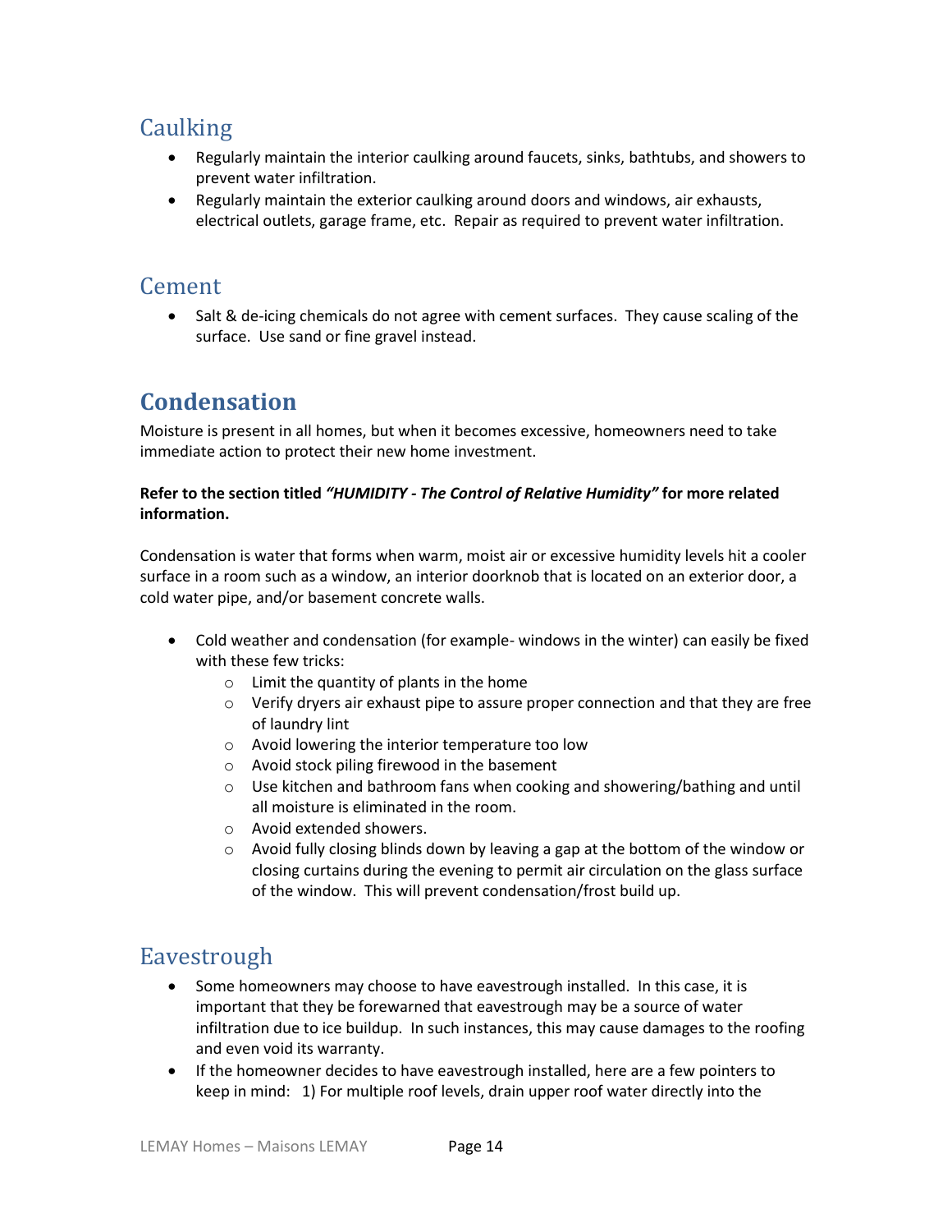## Caulking

- Regularly maintain the interior caulking around faucets, sinks, bathtubs, and showers to prevent water infiltration.
- Regularly maintain the exterior caulking around doors and windows, air exhausts, electrical outlets, garage frame, etc. Repair as required to prevent water infiltration.

## Cement

- Salt & de-icing chemicals do not agree with cement surfaces. They cause scaling of the surface. Use sand or fine gravel instead.

# Condensation

Moisture is present in all homes, but when it becomes excessive, homeowners need to take immediate action to protect their new home investment.

**Refer to the section titled *"HUMIDITY - The Control of Relative Humidity"* for more related information.**

Condensation is water that forms when warm, moist air or excessive humidity levels hit a cooler surface in a room such as a window, an interior doorknob that is located on an exterior door, a cold water pipe, and/or basement concrete walls.

- Cold weather and condensation (for example- windows in the winter) can easily be fixed with these few tricks:
  - Limit the quantity of plants in the home
  - Verify dryers air exhaust pipe to assure proper connection and that they are free of laundry lint
  - Avoid lowering the interior temperature too low
  - Avoid stock piling firewood in the basement
  - Use kitchen and bathroom fans when cooking and showering/bathing and until all moisture is eliminated in the room.
  - Avoid extended showers.
  - Avoid fully closing blinds down by leaving a gap at the bottom of the window or closing curtains during the evening to permit air circulation on the glass surface of the window. This will prevent condensation/frost build up.

## Eavestrough

- Some homeowners may choose to have eavestrough installed. In this case, it is important that they be forewarned that eavestrough may be a source of water infiltration due to ice buildup. In such instances, this may cause damages to the roofing and even void its warranty.
- If the homeowner decides to have eavestrough installed, here are a few pointers to keep in mind: 1) For multiple roof levels, drain upper roof water directly into the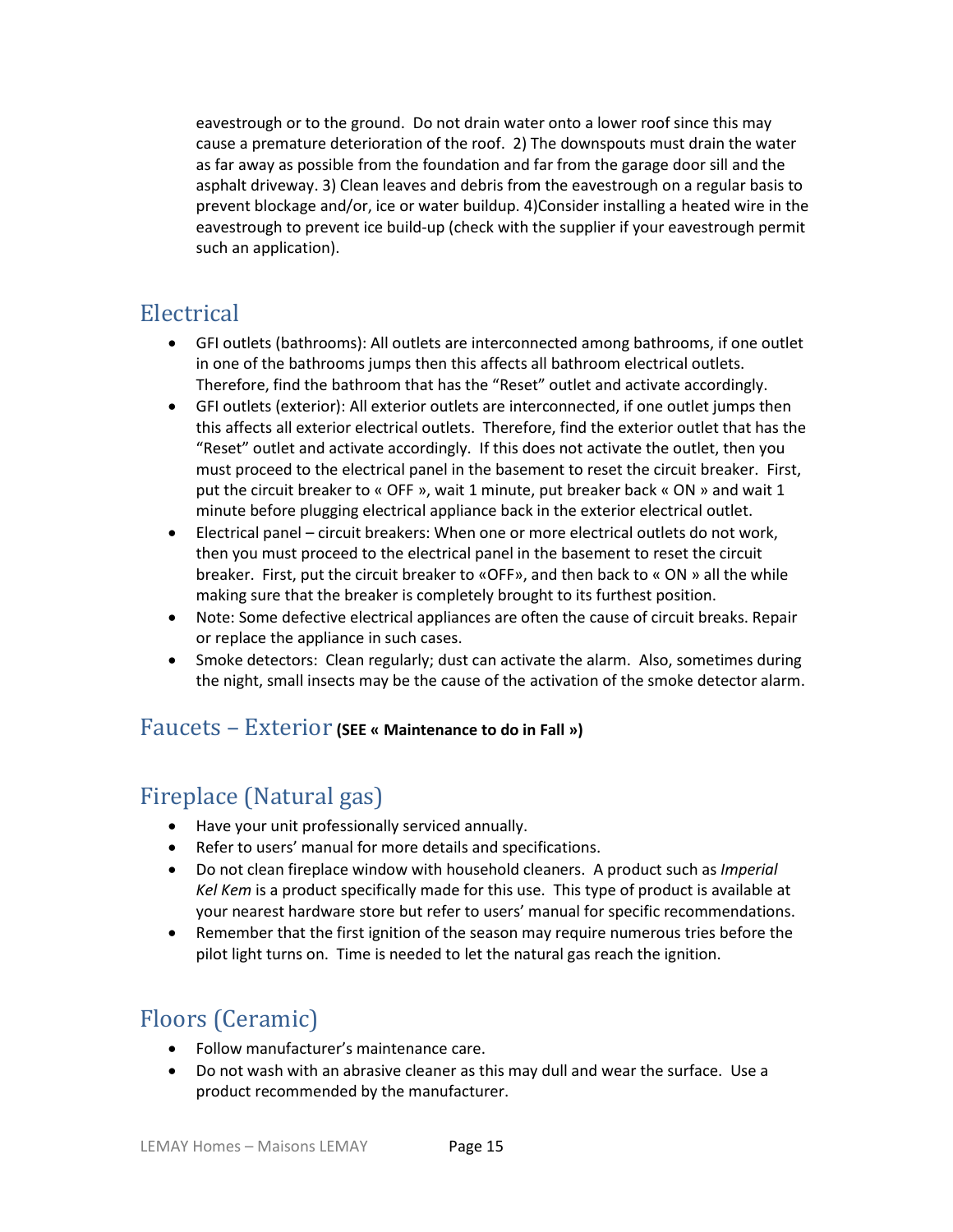eavestrough or to the ground. Do not drain water onto a lower roof since this may cause a premature deterioration of the roof. 2) The downspouts must drain the water as far away as possible from the foundation and far from the garage door sill and the asphalt driveway. 3) Clean leaves and debris from the eavestrough on a regular basis to prevent blockage and/or, ice or water buildup. 4)Consider installing a heated wire in the eavestrough to prevent ice build-up (check with the supplier if your eavestrough permit such an application).

## Electrical

- GFI outlets (bathrooms): All outlets are interconnected among bathrooms, if one outlet in one of the bathrooms jumps then this affects all bathroom electrical outlets. Therefore, find the bathroom that has the "Reset" outlet and activate accordingly.
- GFI outlets (exterior): All exterior outlets are interconnected, if one outlet jumps then this affects all exterior electrical outlets. Therefore, find the exterior outlet that has the "Reset" outlet and activate accordingly. If this does not activate the outlet, then you must proceed to the electrical panel in the basement to reset the circuit breaker. First, put the circuit breaker to « OFF », wait 1 minute, put breaker back « ON » and wait 1 minute before plugging electrical appliance back in the exterior electrical outlet.
- Electrical panel – circuit breakers: When one or more electrical outlets do not work, then you must proceed to the electrical panel in the basement to reset the circuit breaker. First, put the circuit breaker to «OFF», and then back to « ON » all the while making sure that the breaker is completely brought to its furthest position.
- Note: Some defective electrical appliances are often the cause of circuit breaks. Repair or replace the appliance in such cases.
- Smoke detectors: Clean regularly; dust can activate the alarm. Also, sometimes during the night, small insects may be the cause of the activation of the smoke detector alarm.

## Faucets – Exterior **(SEE « Maintenance to do in Fall »)**

## Fireplace (Natural gas)

- Have your unit professionally serviced annually.
- Refer to users' manual for more details and specifications.
- Do not clean fireplace window with household cleaners. A product such as *Imperial Kel Kem* is a product specifically made for this use. This type of product is available at your nearest hardware store but refer to users' manual for specific recommendations.
- Remember that the first ignition of the season may require numerous tries before the pilot light turns on. Time is needed to let the natural gas reach the ignition.

## Floors (Ceramic)

- Follow manufacturer's maintenance care.
- Do not wash with an abrasive cleaner as this may dull and wear the surface. Use a product recommended by the manufacturer.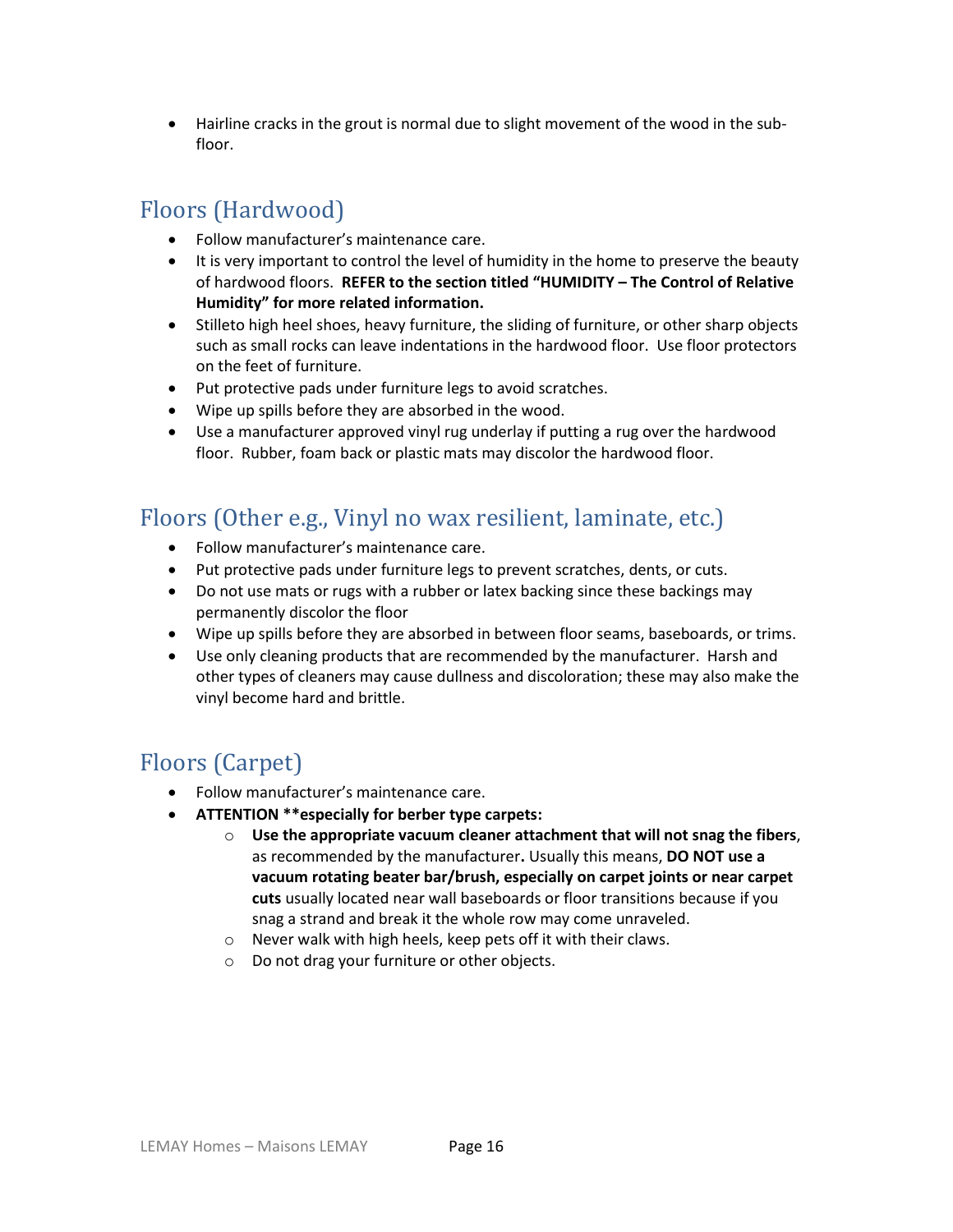- Hairline cracks in the grout is normal due to slight movement of the wood in the sub-floor.

## Floors (Hardwood)

- Follow manufacturer's maintenance care.
- It is very important to control the level of humidity in the home to preserve the beauty of hardwood floors. **REFER to the section titled "HUMIDITY – The Control of Relative Humidity" for more related information.**
- Stilleto high heel shoes, heavy furniture, the sliding of furniture, or other sharp objects such as small rocks can leave indentations in the hardwood floor. Use floor protectors on the feet of furniture.
- Put protective pads under furniture legs to avoid scratches.
- Wipe up spills before they are absorbed in the wood.
- Use a manufacturer approved vinyl rug underlay if putting a rug over the hardwood floor. Rubber, foam back or plastic mats may discolor the hardwood floor.

## Floors (Other e.g., Vinyl no wax resilient, laminate, etc.)

- Follow manufacturer's maintenance care.
- Put protective pads under furniture legs to prevent scratches, dents, or cuts.
- Do not use mats or rugs with a rubber or latex backing since these backings may permanently discolor the floor
- Wipe up spills before they are absorbed in between floor seams, baseboards, or trims.
- Use only cleaning products that are recommended by the manufacturer. Harsh and other types of cleaners may cause dullness and discoloration; these may also make the vinyl become hard and brittle.

## Floors (Carpet)

- Follow manufacturer's maintenance care.
- **ATTENTION **especially for berber type carpets:**
  - **Use the appropriate vacuum cleaner attachment that will not snag the fibers**, as recommended by the manufacturer**.** Usually this means, **DO NOT use a vacuum rotating beater bar/brush, especially on carpet joints or near carpet cuts** usually located near wall baseboards or floor transitions because if you snag a strand and break it the whole row may come unraveled.
  - Never walk with high heels, keep pets off it with their claws.
  - Do not drag your furniture or other objects.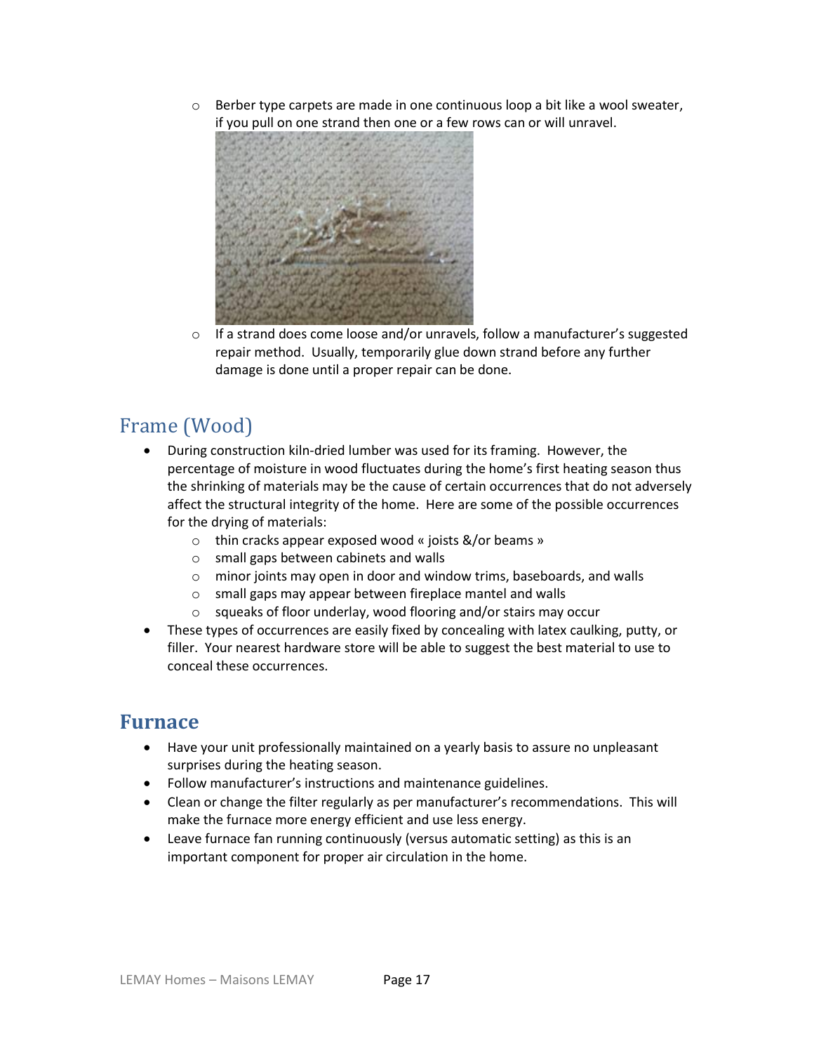- Berber type carpets are made in one continuous loop a bit like a wool sweater, if you pull on one strand then one or a few rows can or will unravel.
- If a strand does come loose and/or unravels, follow a manufacturer's suggested repair method. Usually, temporarily glue down strand before any further damage is done until a proper repair can be done.

## Frame (Wood)

- During construction kiln-dried lumber was used for its framing. However, the percentage of moisture in wood fluctuates during the home's first heating season thus the shrinking of materials may be the cause of certain occurrences that do not adversely affect the structural integrity of the home. Here are some of the possible occurrences for the drying of materials:
  - thin cracks appear exposed wood « joists &/or beams »
  - small gaps between cabinets and walls
  - minor joints may open in door and window trims, baseboards, and walls
  - small gaps may appear between fireplace mantel and walls
  - squeaks of floor underlay, wood flooring and/or stairs may occur
- These types of occurrences are easily fixed by concealing with latex caulking, putty, or filler. Your nearest hardware store will be able to suggest the best material to use to conceal these occurrences.

## Furnace

- Have your unit professionally maintained on a yearly basis to assure no unpleasant surprises during the heating season.
- Follow manufacturer's instructions and maintenance guidelines.
- Clean or change the filter regularly as per manufacturer's recommendations. This will make the furnace more energy efficient and use less energy.
- Leave furnace fan running continuously (versus automatic setting) as this is an important component for proper air circulation in the home.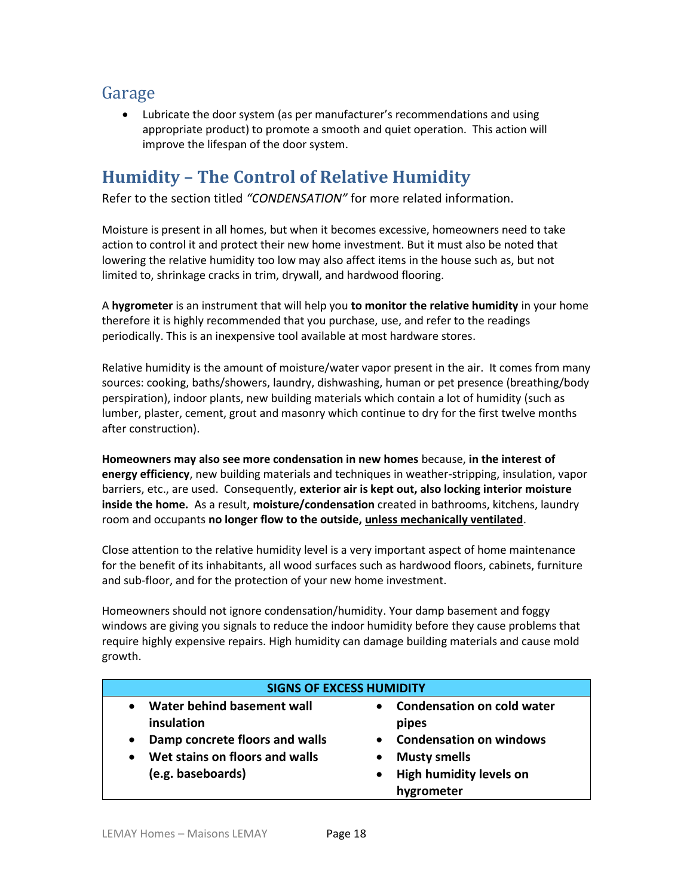## Garage

- Lubricate the door system (as per manufacturer's recommendations and using appropriate product) to promote a smooth and quiet operation. This action will improve the lifespan of the door system.

# Humidity – The Control of Relative Humidity

Refer to the section titled *"CONDENSATION"* for more related information.

Moisture is present in all homes, but when it becomes excessive, homeowners need to take action to control it and protect their new home investment. But it must also be noted that lowering the relative humidity too low may also affect items in the house such as, but not limited to, shrinkage cracks in trim, drywall, and hardwood flooring.

A **hygrometer** is an instrument that will help you **to monitor the relative humidity** in your home therefore it is highly recommended that you purchase, use, and refer to the readings periodically. This is an inexpensive tool available at most hardware stores.

Relative humidity is the amount of moisture/water vapor present in the air. It comes from many sources: cooking, baths/showers, laundry, dishwashing, human or pet presence (breathing/body perspiration), indoor plants, new building materials which contain a lot of humidity (such as lumber, plaster, cement, grout and masonry which continue to dry for the first twelve months after construction).

**Homeowners may also see more condensation in new homes** because, **in the interest of energy efficiency**, new building materials and techniques in weather-stripping, insulation, vapor barriers, etc., are used. Consequently, **exterior air is kept out, also locking interior moisture inside the home.** As a result, **moisture/condensation** created in bathrooms, kitchens, laundry room and occupants **no longer flow to the outside, <u>unless mechanically ventilated</u>**.

Close attention to the relative humidity level is a very important aspect of home maintenance for the benefit of its inhabitants, all wood surfaces such as hardwood floors, cabinets, furniture and sub-floor, and for the protection of your new home investment.

Homeowners should not ignore condensation/humidity. Your damp basement and foggy windows are giving you signals to reduce the indoor humidity before they cause problems that require highly expensive repairs. High humidity can damage building materials and cause mold growth.

| SIGNS OF EXCESS HUMIDITY | |
|---|---|
| • **Water behind basement wall insulation**<br>• **Damp concrete floors and walls**<br>• **Wet stains on floors and walls (e.g. baseboards)** | • **Condensation on cold water pipes**<br>• **Condensation on windows**<br>• **Musty smells**<br>• **High humidity levels on hygrometer** |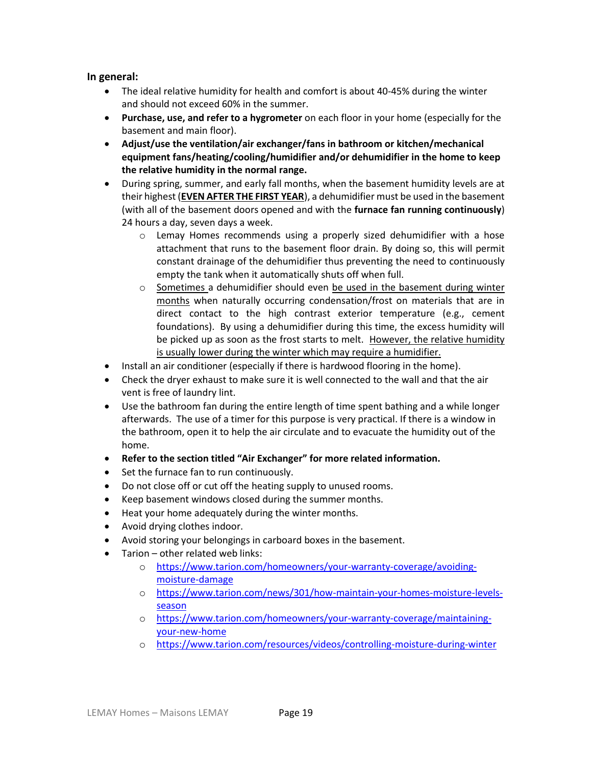**In general:**

- The ideal relative humidity for health and comfort is about 40-45% during the winter and should not exceed 60% in the summer.
- **Purchase, use, and refer to a hygrometer** on each floor in your home (especially for the basement and main floor).
- **Adjust/use the ventilation/air exchanger/fans in bathroom or kitchen/mechanical equipment fans/heating/cooling/humidifier and/or dehumidifier in the home to keep the relative humidity in the normal range.**
- During spring, summer, and early fall months, when the basement humidity levels are at their highest (**EVEN AFTER THE FIRST YEAR**), a dehumidifier must be used in the basement (with all of the basement doors opened and with the **furnace fan running continuously**) 24 hours a day, seven days a week.
  - Lemay Homes recommends using a properly sized dehumidifier with a hose attachment that runs to the basement floor drain. By doing so, this will permit constant drainage of the dehumidifier thus preventing the need to continuously empty the tank when it automatically shuts off when full.
  - Sometimes a dehumidifier should even be used in the basement during winter months when naturally occurring condensation/frost on materials that are in direct contact to the high contrast exterior temperature (e.g., cement foundations). By using a dehumidifier during this time, the excess humidity will be picked up as soon as the frost starts to melt. However, the relative humidity is usually lower during the winter which may require a humidifier.
- Install an air conditioner (especially if there is hardwood flooring in the home).
- Check the dryer exhaust to make sure it is well connected to the wall and that the air vent is free of laundry lint.
- Use the bathroom fan during the entire length of time spent bathing and a while longer afterwards. The use of a timer for this purpose is very practical. If there is a window in the bathroom, open it to help the air circulate and to evacuate the humidity out of the home.
- **Refer to the section titled "Air Exchanger" for more related information.**
- Set the furnace fan to run continuously.
- Do not close off or cut off the heating supply to unused rooms.
- Keep basement windows closed during the summer months.
- Heat your home adequately during the winter months.
- Avoid drying clothes indoor.
- Avoid storing your belongings in carboard boxes in the basement.
- Tarion – other related web links:
  - https://www.tarion.com/homeowners/your-warranty-coverage/avoiding-moisture-damage
  - https://www.tarion.com/news/301/how-maintain-your-homes-moisture-levels-season
  - https://www.tarion.com/homeowners/your-warranty-coverage/maintaining-your-new-home
  - https://www.tarion.com/resources/videos/controlling-moisture-during-winter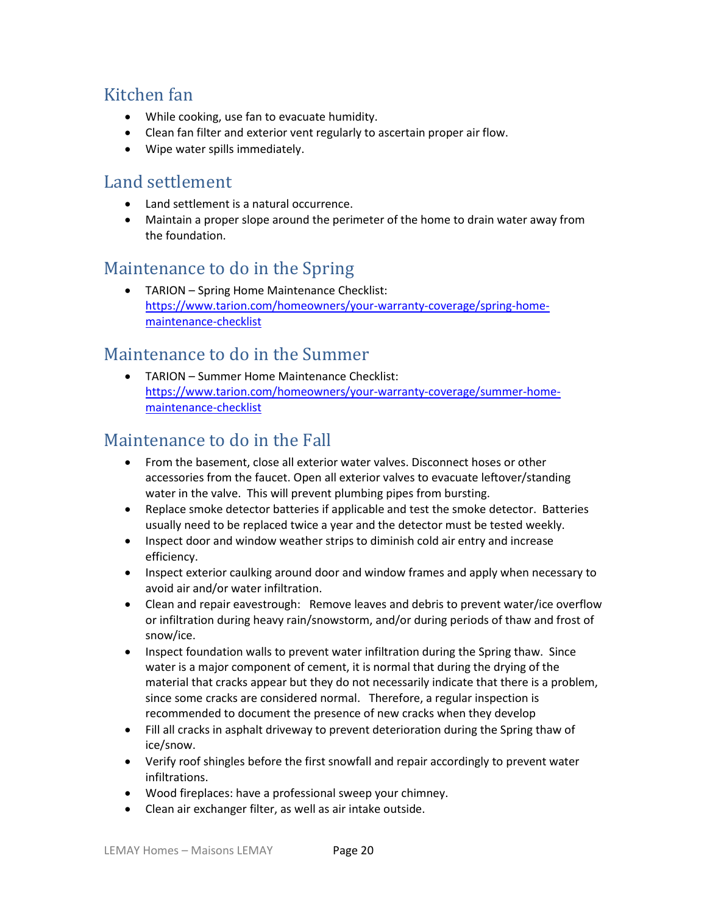## Kitchen fan

- While cooking, use fan to evacuate humidity.
- Clean fan filter and exterior vent regularly to ascertain proper air flow.
- Wipe water spills immediately.

## Land settlement

- Land settlement is a natural occurrence.
- Maintain a proper slope around the perimeter of the home to drain water away from the foundation.

## Maintenance to do in the Spring

- TARION – Spring Home Maintenance Checklist: [https://www.tarion.com/homeowners/your-warranty-coverage/spring-home-maintenance-checklist](https://www.tarion.com/homeowners/your-warranty-coverage/spring-home-maintenance-checklist)

## Maintenance to do in the Summer

- TARION – Summer Home Maintenance Checklist: [https://www.tarion.com/homeowners/your-warranty-coverage/summer-home-maintenance-checklist](https://www.tarion.com/homeowners/your-warranty-coverage/summer-home-maintenance-checklist)

## Maintenance to do in the Fall

- From the basement, close all exterior water valves. Disconnect hoses or other accessories from the faucet. Open all exterior valves to evacuate leftover/standing water in the valve. This will prevent plumbing pipes from bursting.
- Replace smoke detector batteries if applicable and test the smoke detector. Batteries usually need to be replaced twice a year and the detector must be tested weekly.
- Inspect door and window weather strips to diminish cold air entry and increase efficiency.
- Inspect exterior caulking around door and window frames and apply when necessary to avoid air and/or water infiltration.
- Clean and repair eavestrough: Remove leaves and debris to prevent water/ice overflow or infiltration during heavy rain/snowstorm, and/or during periods of thaw and frost of snow/ice.
- Inspect foundation walls to prevent water infiltration during the Spring thaw. Since water is a major component of cement, it is normal that during the drying of the material that cracks appear but they do not necessarily indicate that there is a problem, since some cracks are considered normal. Therefore, a regular inspection is recommended to document the presence of new cracks when they develop
- Fill all cracks in asphalt driveway to prevent deterioration during the Spring thaw of ice/snow.
- Verify roof shingles before the first snowfall and repair accordingly to prevent water infiltrations.
- Wood fireplaces: have a professional sweep your chimney.
- Clean air exchanger filter, as well as air intake outside.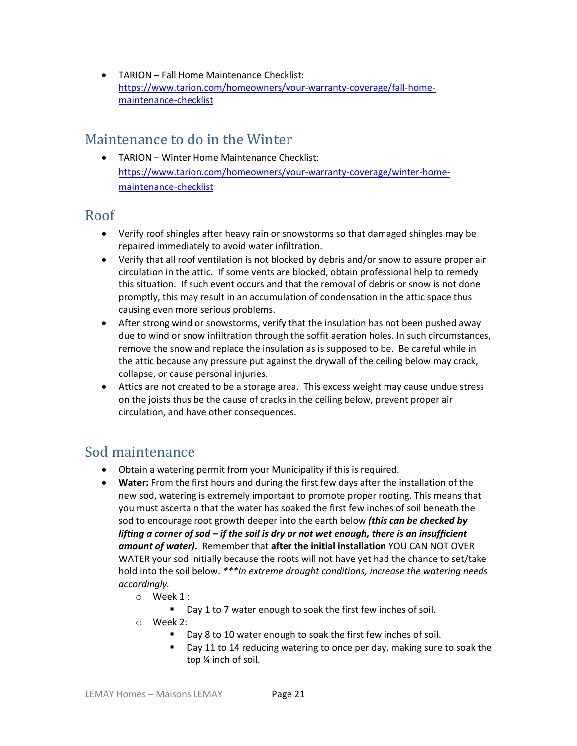- TARION – Fall Home Maintenance Checklist: [https://www.tarion.com/homeowners/your-warranty-coverage/fall-home-maintenance-checklist](https://www.tarion.com/homeowners/your-warranty-coverage/fall-home-maintenance-checklist)

## Maintenance to do in the Winter

- TARION – Winter Home Maintenance Checklist: [https://www.tarion.com/homeowners/your-warranty-coverage/winter-home-maintenance-checklist](https://www.tarion.com/homeowners/your-warranty-coverage/winter-home-maintenance-checklist)

## Roof

- Verify roof shingles after heavy rain or snowstorms so that damaged shingles may be repaired immediately to avoid water infiltration.
- Verify that all roof ventilation is not blocked by debris and/or snow to assure proper air circulation in the attic. If some vents are blocked, obtain professional help to remedy this situation. If such event occurs and that the removal of debris or snow is not done promptly, this may result in an accumulation of condensation in the attic space thus causing even more serious problems.
- After strong wind or snowstorms, verify that the insulation has not been pushed away due to wind or snow infiltration through the soffit aeration holes. In such circumstances, remove the snow and replace the insulation as is supposed to be. Be careful while in the attic because any pressure put against the drywall of the ceiling below may crack, collapse, or cause personal injuries.
- Attics are not created to be a storage area. This excess weight may cause undue stress on the joists thus be the cause of cracks in the ceiling below, prevent proper air circulation, and have other consequences.

## Sod maintenance

- Obtain a watering permit from your Municipality if this is required.
- **Water:** From the first hours and during the first few days after the installation of the new sod, watering is extremely important to promote proper rooting. This means that you must ascertain that the water has soaked the first few inches of soil beneath the sod to encourage root growth deeper into the earth below ***(this can be checked by lifting a corner of sod – if the soil is dry or not wet enough, there is an insufficient amount of water).*** Remember that **after the initial installation** YOU CAN NOT OVER WATER your sod initially because the roots will not have yet had the chance to set/take hold into the soil below. *\*\*\*In extreme drought conditions, increase the watering needs accordingly.*
    - Week 1 :
        - Day 1 to 7 water enough to soak the first few inches of soil.
    - Week 2:
        - Day 8 to 10 water enough to soak the first few inches of soil.
        - Day 11 to 14 reducing watering to once per day, making sure to soak the top ¼ inch of soil.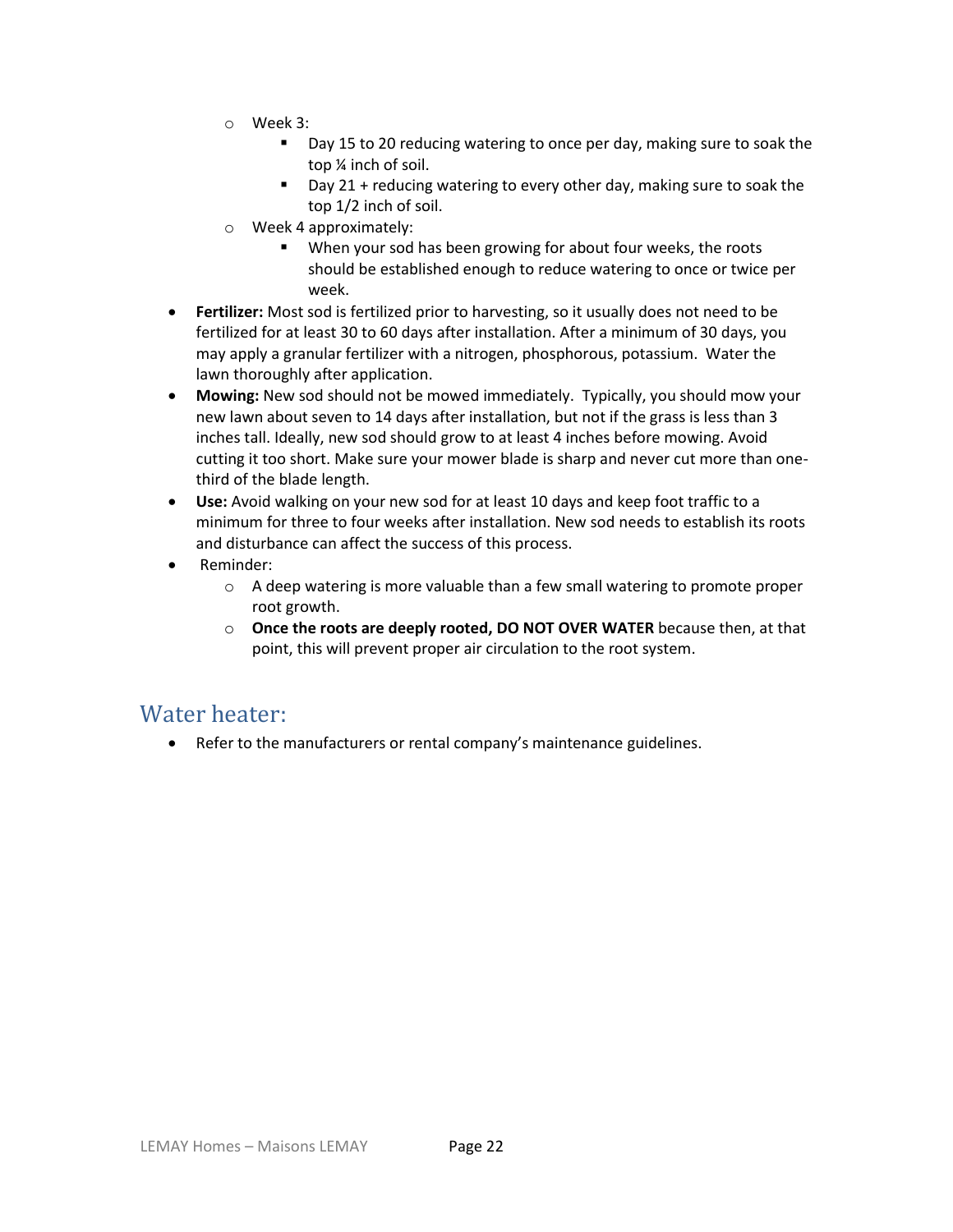- Week 3:
  - Day 15 to 20 reducing watering to once per day, making sure to soak the top ¼ inch of soil.
  - Day 21 + reducing watering to every other day, making sure to soak the top 1/2 inch of soil.
- Week 4 approximately:
  - When your sod has been growing for about four weeks, the roots should be established enough to reduce watering to once or twice per week.

- **Fertilizer:** Most sod is fertilized prior to harvesting, so it usually does not need to be fertilized for at least 30 to 60 days after installation. After a minimum of 30 days, you may apply a granular fertilizer with a nitrogen, phosphorous, potassium. Water the lawn thoroughly after application.
- **Mowing:** New sod should not be mowed immediately. Typically, you should mow your new lawn about seven to 14 days after installation, but not if the grass is less than 3 inches tall. Ideally, new sod should grow to at least 4 inches before mowing. Avoid cutting it too short. Make sure your mower blade is sharp and never cut more than one-third of the blade length.
- **Use:** Avoid walking on your new sod for at least 10 days and keep foot traffic to a minimum for three to four weeks after installation. New sod needs to establish its roots and disturbance can affect the success of this process.
- Reminder:
  - A deep watering is more valuable than a few small watering to promote proper root growth.
  - **Once the roots are deeply rooted, DO NOT OVER WATER** because then, at that point, this will prevent proper air circulation to the root system.

## Water heater:

- Refer to the manufacturers or rental company's maintenance guidelines.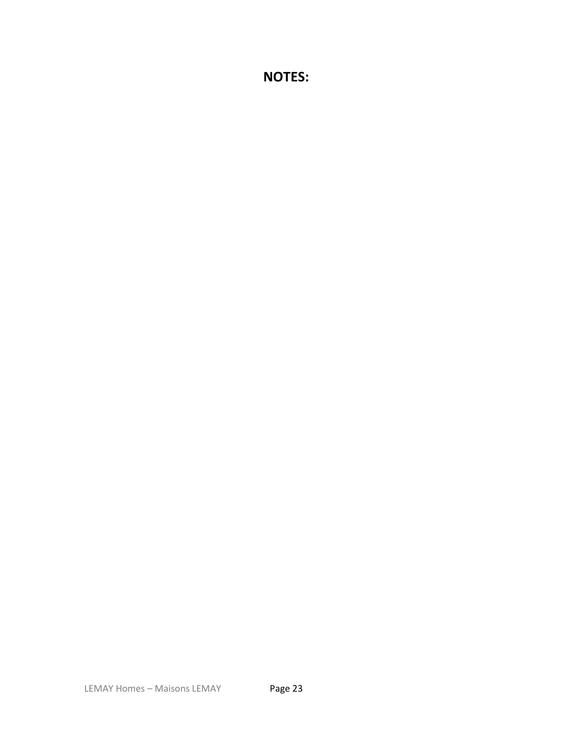# NOTES: